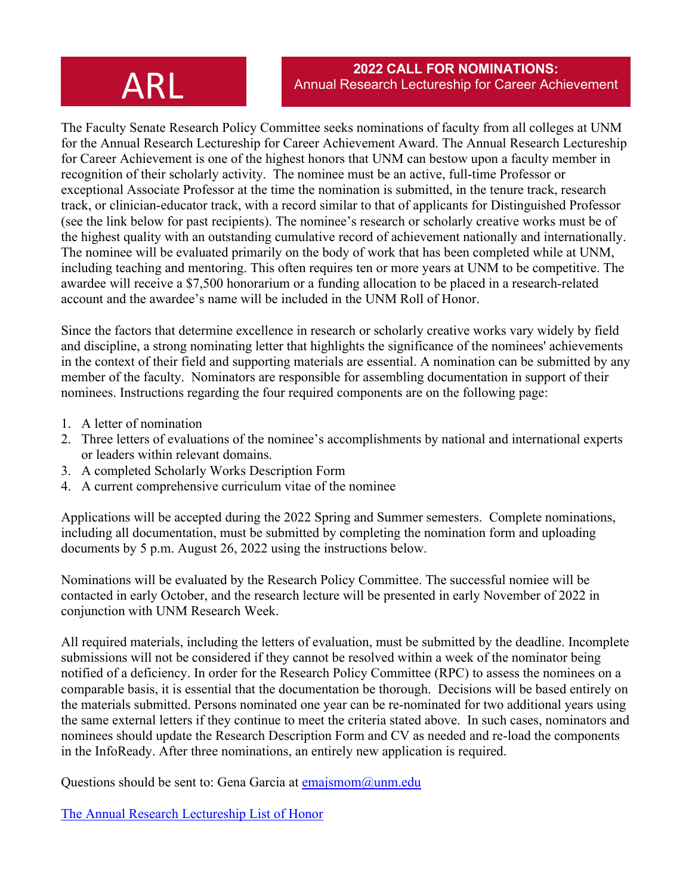# ARL

## 2022 CALL FOR NOMINATIONS:
Annual Research Lectureship for Career Achievement

The Faculty Senate Research Policy Committee seeks nominations of faculty from all colleges at UNM for the Annual Research Lectureship for Career Achievement Award. The Annual Research Lectureship for Career Achievement is one of the highest honors that UNM can bestow upon a faculty member in recognition of their scholarly activity. The nominee must be an active, full-time Professor or exceptional Associate Professor at the time the nomination is submitted, in the tenure track, research track, or clinician-educator track, with a record similar to that of applicants for Distinguished Professor (see the link below for past recipients). The nominee's research or scholarly creative works must be of the highest quality with an outstanding cumulative record of achievement nationally and internationally. The nominee will be evaluated primarily on the body of work that has been completed while at UNM, including teaching and mentoring. This often requires ten or more years at UNM to be competitive. The awardee will receive a $7,500 honorarium or a funding allocation to be placed in a research-related account and the awardee's name will be included in the UNM Roll of Honor.

Since the factors that determine excellence in research or scholarly creative works vary widely by field and discipline, a strong nominating letter that highlights the significance of the nominees' achievements in the context of their field and supporting materials are essential. A nomination can be submitted by any member of the faculty. Nominators are responsible for assembling documentation in support of their nominees. Instructions regarding the four required components are on the following page:

1. A letter of nomination
2. Three letters of evaluations of the nominee's accomplishments by national and international experts or leaders within relevant domains.
3. A completed Scholarly Works Description Form
4. A current comprehensive curriculum vitae of the nominee

Applications will be accepted during the 2022 Spring and Summer semesters. Complete nominations, including all documentation, must be submitted by completing the nomination form and uploading documents by 5 p.m. August 26, 2022 using the instructions below.

Nominations will be evaluated by the Research Policy Committee. The successful nomiee will be contacted in early October, and the research lecture will be presented in early November of 2022 in conjunction with UNM Research Week.

All required materials, including the letters of evaluation, must be submitted by the deadline. Incomplete submissions will not be considered if they cannot be resolved within a week of the nominator being notified of a deficiency. In order for the Research Policy Committee (RPC) to assess the nominees on a comparable basis, it is essential that the documentation be thorough. Decisions will be based entirely on the materials submitted. Persons nominated one year can be re-nominated for two additional years using the same external letters if they continue to meet the criteria stated above. In such cases, nominators and nominees should update the Research Description Form and CV as needed and re-load the components in the InfoReady. After three nominations, an entirely new application is required.

Questions should be sent to: Gena Garcia at emajsmom@unm.edu

The Annual Research Lectureship List of Honor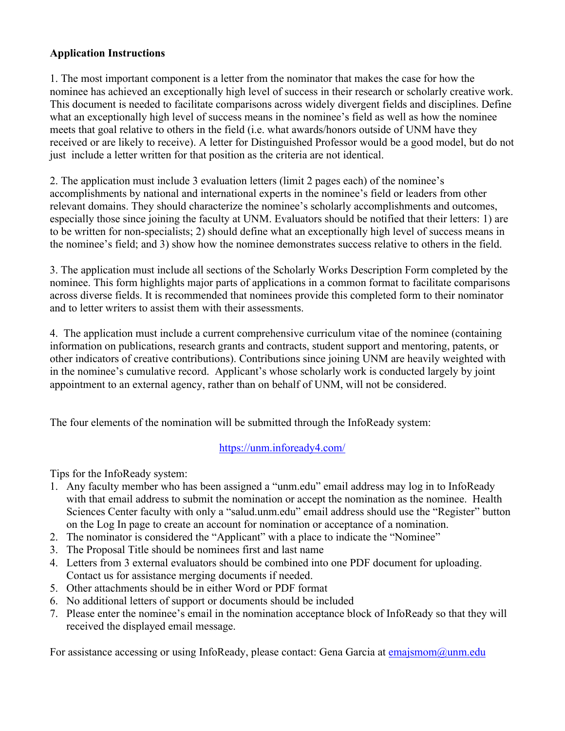**Application Instructions**

1. The most important component is a letter from the nominator that makes the case for how the nominee has achieved an exceptionally high level of success in their research or scholarly creative work. This document is needed to facilitate comparisons across widely divergent fields and disciplines. Define what an exceptionally high level of success means in the nominee's field as well as how the nominee meets that goal relative to others in the field (i.e. what awards/honors outside of UNM have they received or are likely to receive). A letter for Distinguished Professor would be a good model, but do not just include a letter written for that position as the criteria are not identical.

2. The application must include 3 evaluation letters (limit 2 pages each) of the nominee's accomplishments by national and international experts in the nominee's field or leaders from other relevant domains. They should characterize the nominee's scholarly accomplishments and outcomes, especially those since joining the faculty at UNM. Evaluators should be notified that their letters: 1) are to be written for non-specialists; 2) should define what an exceptionally high level of success means in the nominee's field; and 3) show how the nominee demonstrates success relative to others in the field.

3. The application must include all sections of the Scholarly Works Description Form completed by the nominee. This form highlights major parts of applications in a common format to facilitate comparisons across diverse fields. It is recommended that nominees provide this completed form to their nominator and to letter writers to assist them with their assessments.

4. The application must include a current comprehensive curriculum vitae of the nominee (containing information on publications, research grants and contracts, student support and mentoring, patents, or other indicators of creative contributions). Contributions since joining UNM are heavily weighted with in the nominee's cumulative record. Applicant's whose scholarly work is conducted largely by joint appointment to an external agency, rather than on behalf of UNM, will not be considered.

The four elements of the nomination will be submitted through the InfoReady system:

https://unm.infoready4.com/

Tips for the InfoReady system:

1. Any faculty member who has been assigned a "unm.edu" email address may log in to InfoReady with that email address to submit the nomination or accept the nomination as the nominee. Health Sciences Center faculty with only a "salud.unm.edu" email address should use the "Register" button on the Log In page to create an account for nomination or acceptance of a nomination.
2. The nominator is considered the "Applicant" with a place to indicate the "Nominee"
3. The Proposal Title should be nominees first and last name
4. Letters from 3 external evaluators should be combined into one PDF document for uploading. Contact us for assistance merging documents if needed.
5. Other attachments should be in either Word or PDF format
6. No additional letters of support or documents should be included
7. Please enter the nominee's email in the nomination acceptance block of InfoReady so that they will received the displayed email message.

For assistance accessing or using InfoReady, please contact: Gena Garcia at emajsmom@unm.edu